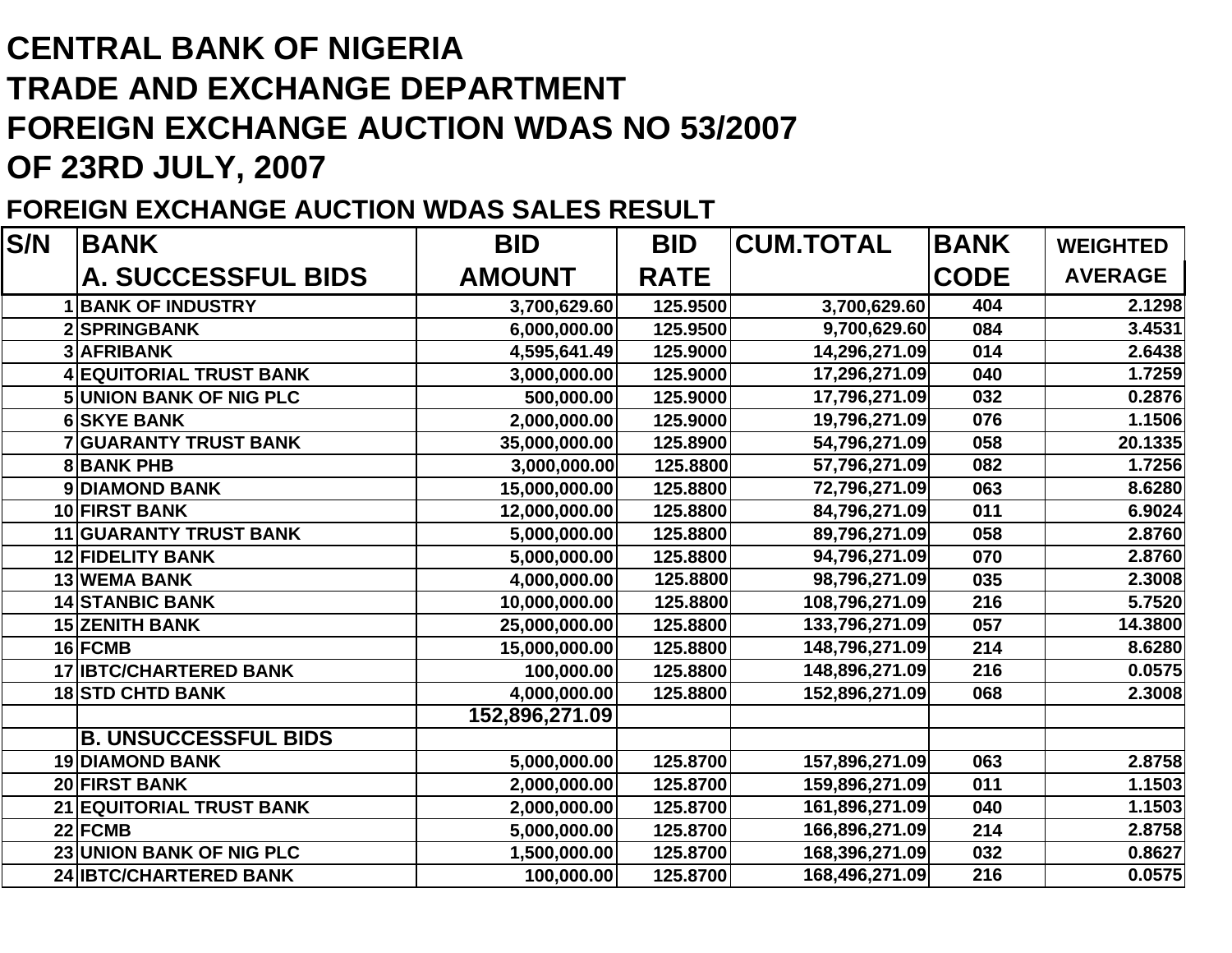# CENTRAL BANK OF NIGERIA

# TRADE AND EXCHANGE DEPARTMENT

# FOREIGN EXCHANGE AUCTION WDAS NO 53/2007

# OF 23RD JULY, 2007

## FOREIGN EXCHANGE AUCTION WDAS SALES RESULT

| S/N | BANK | BID AMOUNT | BID RATE | CUM.TOTAL | BANK CODE | WEIGHTED AVERAGE |
|---|---|---|---|---|---|---|
| | **A. SUCCESSFUL BIDS** | | | | | |
| 1 | BANK OF INDUSTRY | 3,700,629.60 | 125.9500 | 3,700,629.60 | 404 | 2.1298 |
| 2 | SPRINGBANK | 6,000,000.00 | 125.9500 | 9,700,629.60 | 084 | 3.4531 |
| 3 | AFRIBANK | 4,595,641.49 | 125.9000 | 14,296,271.09 | 014 | 2.6438 |
| 4 | EQUITORIAL TRUST BANK | 3,000,000.00 | 125.9000 | 17,296,271.09 | 040 | 1.7259 |
| 5 | UNION BANK OF NIG PLC | 500,000.00 | 125.9000 | 17,796,271.09 | 032 | 0.2876 |
| 6 | SKYE BANK | 2,000,000.00 | 125.9000 | 19,796,271.09 | 076 | 1.1506 |
| 7 | GUARANTY TRUST BANK | 35,000,000.00 | 125.8900 | 54,796,271.09 | 058 | 20.1335 |
| 8 | BANK PHB | 3,000,000.00 | 125.8800 | 57,796,271.09 | 082 | 1.7256 |
| 9 | DIAMOND BANK | 15,000,000.00 | 125.8800 | 72,796,271.09 | 063 | 8.6280 |
| 10 | FIRST BANK | 12,000,000.00 | 125.8800 | 84,796,271.09 | 011 | 6.9024 |
| 11 | GUARANTY TRUST BANK | 5,000,000.00 | 125.8800 | 89,796,271.09 | 058 | 2.8760 |
| 12 | FIDELITY BANK | 5,000,000.00 | 125.8800 | 94,796,271.09 | 070 | 2.8760 |
| 13 | WEMA BANK | 4,000,000.00 | 125.8800 | 98,796,271.09 | 035 | 2.3008 |
| 14 | STANBIC BANK | 10,000,000.00 | 125.8800 | 108,796,271.09 | 216 | 5.7520 |
| 15 | ZENITH BANK | 25,000,000.00 | 125.8800 | 133,796,271.09 | 057 | 14.3800 |
| 16 | FCMB | 15,000,000.00 | 125.8800 | 148,796,271.09 | 214 | 8.6280 |
| 17 | IBTC/CHARTERED BANK | 100,000.00 | 125.8800 | 148,896,271.09 | 216 | 0.0575 |
| 18 | STD CHTD BANK | 4,000,000.00 | 125.8800 | 152,896,271.09 | 068 | 2.3008 |
| | | **152,896,271.09** | | | | |
| | **B. UNSUCCESSFUL BIDS** | | | | | |
| 19 | DIAMOND BANK | 5,000,000.00 | 125.8700 | 157,896,271.09 | 063 | 2.8758 |
| 20 | FIRST BANK | 2,000,000.00 | 125.8700 | 159,896,271.09 | 011 | 1.1503 |
| 21 | EQUITORIAL TRUST BANK | 2,000,000.00 | 125.8700 | 161,896,271.09 | 040 | 1.1503 |
| 22 | FCMB | 5,000,000.00 | 125.8700 | 166,896,271.09 | 214 | 2.8758 |
| 23 | UNION BANK OF NIG PLC | 1,500,000.00 | 125.8700 | 168,396,271.09 | 032 | 0.8627 |
| 24 | IBTC/CHARTERED BANK | 100,000.00 | 125.8700 | 168,496,271.09 | 216 | 0.0575 |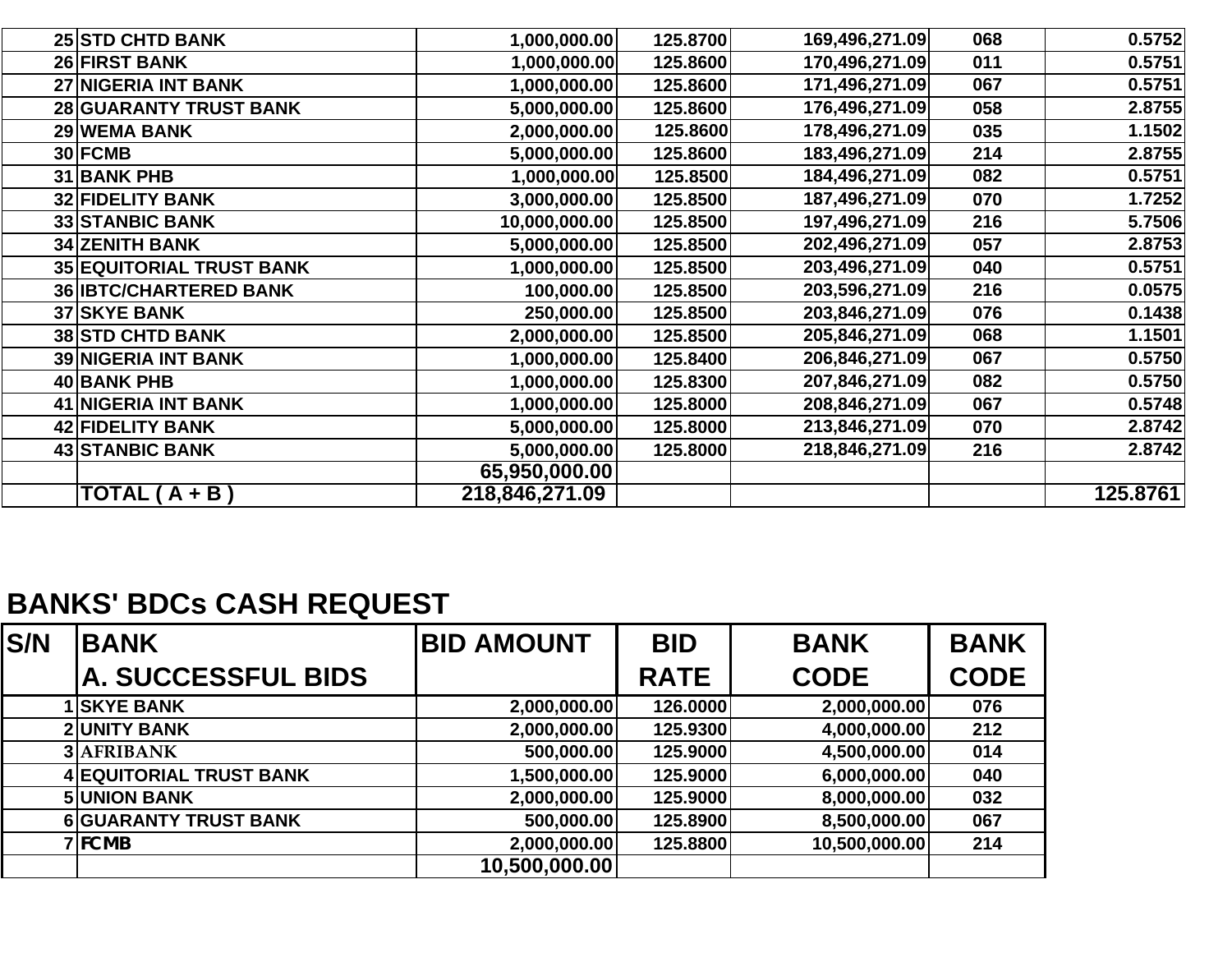| | | | | | | |
|---|---|---|---|---|---|---|
| 25 | STD CHTD BANK | 1,000,000.00 | 125.8700 | 169,496,271.09 | 068 | 0.5752 |
| 26 | FIRST BANK | 1,000,000.00 | 125.8600 | 170,496,271.09 | 011 | 0.5751 |
| 27 | NIGERIA INT BANK | 1,000,000.00 | 125.8600 | 171,496,271.09 | 067 | 0.5751 |
| 28 | GUARANTY TRUST BANK | 5,000,000.00 | 125.8600 | 176,496,271.09 | 058 | 2.8755 |
| 29 | WEMA BANK | 2,000,000.00 | 125.8600 | 178,496,271.09 | 035 | 1.1502 |
| 30 | FCMB | 5,000,000.00 | 125.8600 | 183,496,271.09 | 214 | 2.8755 |
| 31 | BANK PHB | 1,000,000.00 | 125.8500 | 184,496,271.09 | 082 | 0.5751 |
| 32 | FIDELITY BANK | 3,000,000.00 | 125.8500 | 187,496,271.09 | 070 | 1.7252 |
| 33 | STANBIC BANK | 10,000,000.00 | 125.8500 | 197,496,271.09 | 216 | 5.7506 |
| 34 | ZENITH BANK | 5,000,000.00 | 125.8500 | 202,496,271.09 | 057 | 2.8753 |
| 35 | EQUITORIAL TRUST BANK | 1,000,000.00 | 125.8500 | 203,496,271.09 | 040 | 0.5751 |
| 36 | IBTC/CHARTERED BANK | 100,000.00 | 125.8500 | 203,596,271.09 | 216 | 0.0575 |
| 37 | SKYE BANK | 250,000.00 | 125.8500 | 203,846,271.09 | 076 | 0.1438 |
| 38 | STD CHTD BANK | 2,000,000.00 | 125.8500 | 205,846,271.09 | 068 | 1.1501 |
| 39 | NIGERIA INT BANK | 1,000,000.00 | 125.8400 | 206,846,271.09 | 067 | 0.5750 |
| 40 | BANK PHB | 1,000,000.00 | 125.8300 | 207,846,271.09 | 082 | 0.5750 |
| 41 | NIGERIA INT BANK | 1,000,000.00 | 125.8000 | 208,846,271.09 | 067 | 0.5748 |
| 42 | FIDELITY BANK | 5,000,000.00 | 125.8000 | 213,846,271.09 | 070 | 2.8742 |
| 43 | STANBIC BANK | 5,000,000.00 | 125.8000 | 218,846,271.09 | 216 | 2.8742 |
| | | **65,950,000.00** | | | | |
| | **TOTAL ( A + B )** | **218,846,271.09** | | | | **125.8761** |

## BANKS' BDCs CASH REQUEST

| S/N | BANK<br>A. SUCCESSFUL BIDS | BID AMOUNT | BID RATE | BANK CODE | BANK CODE |
|---|---|---|---|---|---|
| 1 | SKYE BANK | 2,000,000.00 | 126.0000 | 2,000,000.00 | 076 |
| 2 | UNITY BANK | 2,000,000.00 | 125.9300 | 4,000,000.00 | 212 |
| 3 | AFRIBANK | 500,000.00 | 125.9000 | 4,500,000.00 | 014 |
| 4 | EQUITORIAL TRUST BANK | 1,500,000.00 | 125.9000 | 6,000,000.00 | 040 |
| 5 | UNION BANK | 2,000,000.00 | 125.9000 | 8,000,000.00 | 032 |
| 6 | GUARANTY TRUST BANK | 500,000.00 | 125.8900 | 8,500,000.00 | 067 |
| 7 | FCMB | 2,000,000.00 | 125.8800 | 10,500,000.00 | 214 |
| | | **10,500,000.00** | | | |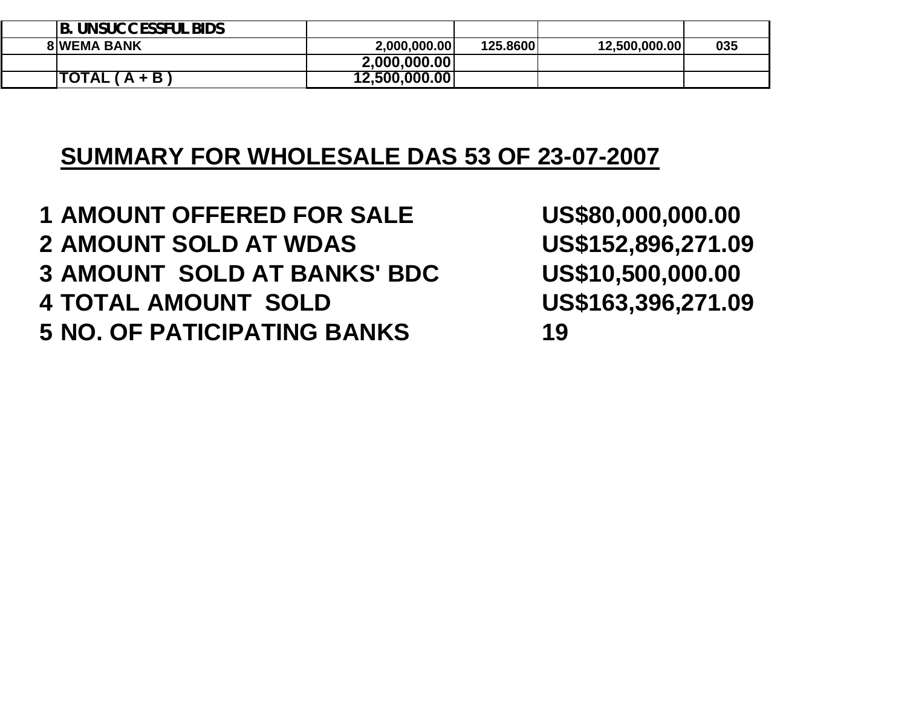| | | | | | |
|---|---|---|---|---|---|
| | B. UNSUCCESSFUL BIDS | | | | |
| 8 | WEMA BANK | 2,000,000.00 | 125.8600 | 12,500,000.00 | 035 |
| | | 2,000,000.00 | | | |
| | TOTAL ( A + B ) | 12,500,000.00 | | | |

## SUMMARY FOR WHOLESALE DAS 53 OF 23-07-2007

| | | |
|---|---|---|
| 1 | AMOUNT OFFERED FOR SALE | US$80,000,000.00 |
| 2 | AMOUNT SOLD AT WDAS | US$152,896,271.09 |
| 3 | AMOUNT SOLD AT BANKS' BDC | US$10,500,000.00 |
| 4 | TOTAL AMOUNT SOLD | US$163,396,271.09 |
| 5 | NO. OF PATICIPATING BANKS | 19 |